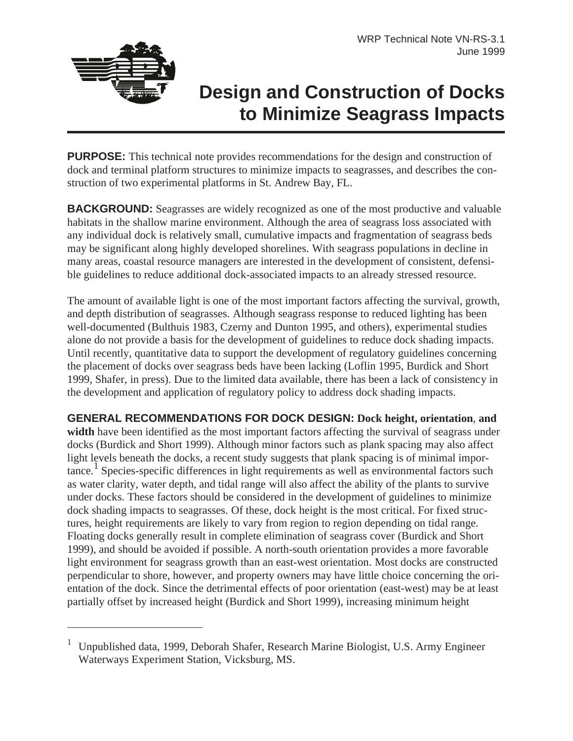WRP Technical Note VN-RS-3.1
June 1999

# Design and Construction of Docks to Minimize Seagrass Impacts

**PURPOSE:** This technical note provides recommendations for the design and construction of dock and terminal platform structures to minimize impacts to seagrasses, and describes the construction of two experimental platforms in St. Andrew Bay, FL.

**BACKGROUND:** Seagrasses are widely recognized as one of the most productive and valuable habitats in the shallow marine environment. Although the area of seagrass loss associated with any individual dock is relatively small, cumulative impacts and fragmentation of seagrass beds may be significant along highly developed shorelines. With seagrass populations in decline in many areas, coastal resource managers are interested in the development of consistent, defensible guidelines to reduce additional dock-associated impacts to an already stressed resource.

The amount of available light is one of the most important factors affecting the survival, growth, and depth distribution of seagrasses. Although seagrass response to reduced lighting has been well-documented (Bulthuis 1983, Czerny and Dunton 1995, and others), experimental studies alone do not provide a basis for the development of guidelines to reduce dock shading impacts. Until recently, quantitative data to support the development of regulatory guidelines concerning the placement of docks over seagrass beds have been lacking (Loflin 1995, Burdick and Short 1999, Shafer, in press). Due to the limited data available, there has been a lack of consistency in the development and application of regulatory policy to address dock shading impacts.

**GENERAL RECOMMENDATIONS FOR DOCK DESIGN:** **Dock height, orientation, and width** have been identified as the most important factors affecting the survival of seagrass under docks (Burdick and Short 1999). Although minor factors such as plank spacing may also affect light levels beneath the docks, a recent study suggests that plank spacing is of minimal importance.[1] Species-specific differences in light requirements as well as environmental factors such as water clarity, water depth, and tidal range will also affect the ability of the plants to survive under docks. These factors should be considered in the development of guidelines to minimize dock shading impacts to seagrasses. Of these, dock height is the most critical. For fixed structures, height requirements are likely to vary from region to region depending on tidal range. Floating docks generally result in complete elimination of seagrass cover (Burdick and Short 1999), and should be avoided if possible. A north-south orientation provides a more favorable light environment for seagrass growth than an east-west orientation. Most docks are constructed perpendicular to shore, however, and property owners may have little choice concerning the orientation of the dock. Since the detrimental effects of poor orientation (east-west) may be at least partially offset by increased height (Burdick and Short 1999), increasing minimum height

---

[1] Unpublished data, 1999, Deborah Shafer, Research Marine Biologist, U.S. Army Engineer Waterways Experiment Station, Vicksburg, MS.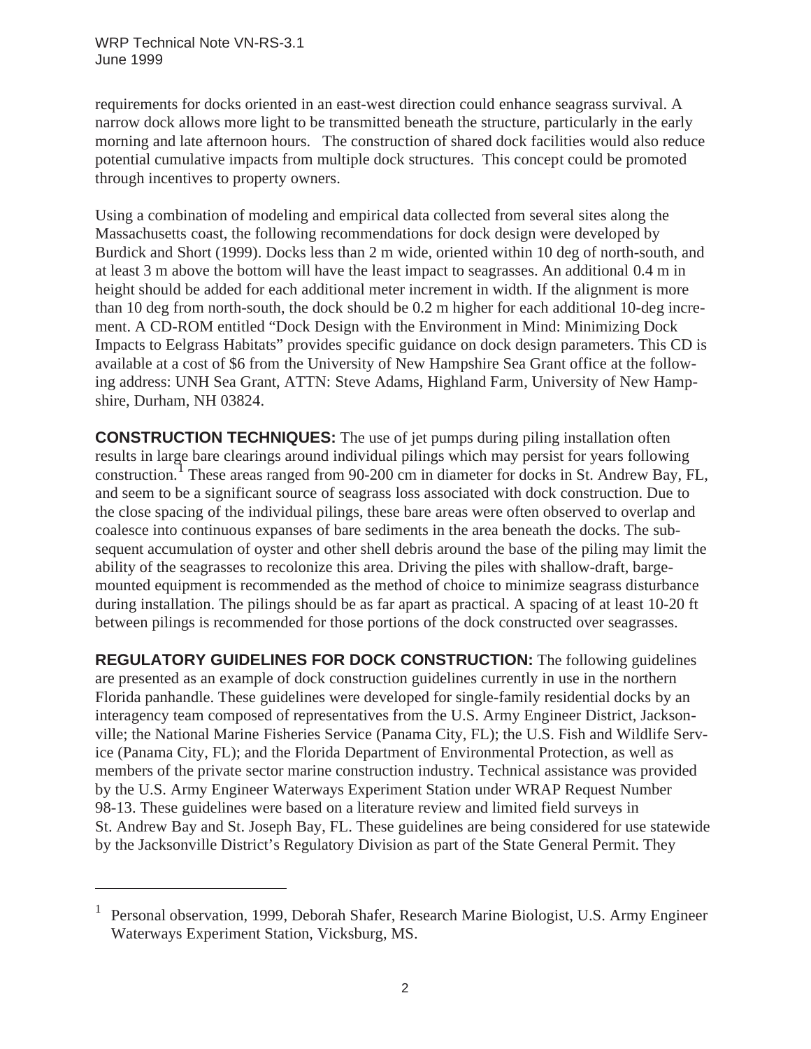requirements for docks oriented in an east-west direction could enhance seagrass survival. A narrow dock allows more light to be transmitted beneath the structure, particularly in the early morning and late afternoon hours. The construction of shared dock facilities would also reduce potential cumulative impacts from multiple dock structures. This concept could be promoted through incentives to property owners.

Using a combination of modeling and empirical data collected from several sites along the Massachusetts coast, the following recommendations for dock design were developed by Burdick and Short (1999). Docks less than 2 m wide, oriented within 10 deg of north-south, and at least 3 m above the bottom will have the least impact to seagrasses. An additional 0.4 m in height should be added for each additional meter increment in width. If the alignment is more than 10 deg from north-south, the dock should be 0.2 m higher for each additional 10-deg increment. A CD-ROM entitled "Dock Design with the Environment in Mind: Minimizing Dock Impacts to Eelgrass Habitats" provides specific guidance on dock design parameters. This CD is available at a cost of $6 from the University of New Hampshire Sea Grant office at the following address: UNH Sea Grant, ATTN: Steve Adams, Highland Farm, University of New Hampshire, Durham, NH 03824.

**CONSTRUCTION TECHNIQUES:** The use of jet pumps during piling installation often results in large bare clearings around individual pilings which may persist for years following construction.[1] These areas ranged from 90-200 cm in diameter for docks in St. Andrew Bay, FL, and seem to be a significant source of seagrass loss associated with dock construction. Due to the close spacing of the individual pilings, these bare areas were often observed to overlap and coalesce into continuous expanses of bare sediments in the area beneath the docks. The subsequent accumulation of oyster and other shell debris around the base of the piling may limit the ability of the seagrasses to recolonize this area. Driving the piles with shallow-draft, barge-mounted equipment is recommended as the method of choice to minimize seagrass disturbance during installation. The pilings should be as far apart as practical. A spacing of at least 10-20 ft between pilings is recommended for those portions of the dock constructed over seagrasses.

**REGULATORY GUIDELINES FOR DOCK CONSTRUCTION:** The following guidelines are presented as an example of dock construction guidelines currently in use in the northern Florida panhandle. These guidelines were developed for single-family residential docks by an interagency team composed of representatives from the U.S. Army Engineer District, Jacksonville; the National Marine Fisheries Service (Panama City, FL); the U.S. Fish and Wildlife Service (Panama City, FL); and the Florida Department of Environmental Protection, as well as members of the private sector marine construction industry. Technical assistance was provided by the U.S. Army Engineer Waterways Experiment Station under WRAP Request Number 98-13. These guidelines were based on a literature review and limited field surveys in St. Andrew Bay and St. Joseph Bay, FL. These guidelines are being considered for use statewide by the Jacksonville District's Regulatory Division as part of the State General Permit. They

---

[1] Personal observation, 1999, Deborah Shafer, Research Marine Biologist, U.S. Army Engineer Waterways Experiment Station, Vicksburg, MS.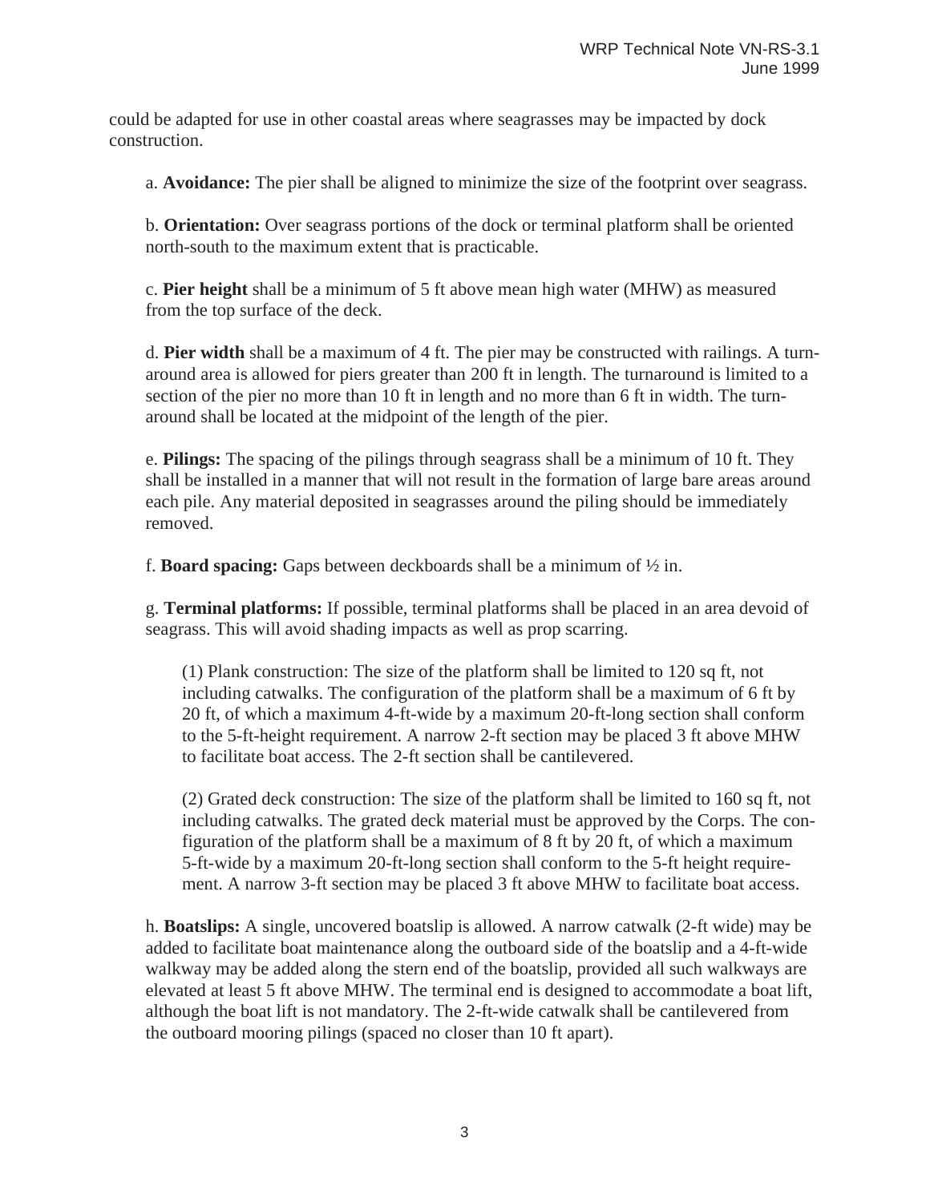could be adapted for use in other coastal areas where seagrasses may be impacted by dock construction.

a. **Avoidance:** The pier shall be aligned to minimize the size of the footprint over seagrass.

b. **Orientation:** Over seagrass portions of the dock or terminal platform shall be oriented north-south to the maximum extent that is practicable.

c. **Pier height** shall be a minimum of 5 ft above mean high water (MHW) as measured from the top surface of the deck.

d. **Pier width** shall be a maximum of 4 ft. The pier may be constructed with railings. A turnaround area is allowed for piers greater than 200 ft in length. The turnaround is limited to a section of the pier no more than 10 ft in length and no more than 6 ft in width. The turnaround shall be located at the midpoint of the length of the pier.

e. **Pilings:** The spacing of the pilings through seagrass shall be a minimum of 10 ft. They shall be installed in a manner that will not result in the formation of large bare areas around each pile. Any material deposited in seagrasses around the piling should be immediately removed.

f. **Board spacing:** Gaps between deckboards shall be a minimum of ½ in.

g. **Terminal platforms:** If possible, terminal platforms shall be placed in an area devoid of seagrass. This will avoid shading impacts as well as prop scarring.

(1) Plank construction: The size of the platform shall be limited to 120 sq ft, not including catwalks. The configuration of the platform shall be a maximum of 6 ft by 20 ft, of which a maximum 4-ft-wide by a maximum 20-ft-long section shall conform to the 5-ft-height requirement. A narrow 2-ft section may be placed 3 ft above MHW to facilitate boat access. The 2-ft section shall be cantilevered.

(2) Grated deck construction: The size of the platform shall be limited to 160 sq ft, not including catwalks. The grated deck material must be approved by the Corps. The configuration of the platform shall be a maximum of 8 ft by 20 ft, of which a maximum 5-ft-wide by a maximum 20-ft-long section shall conform to the 5-ft height requirement. A narrow 3-ft section may be placed 3 ft above MHW to facilitate boat access.

h. **Boatslips:** A single, uncovered boatslip is allowed. A narrow catwalk (2-ft wide) may be added to facilitate boat maintenance along the outboard side of the boatslip and a 4-ft-wide walkway may be added along the stern end of the boatslip, provided all such walkways are elevated at least 5 ft above MHW. The terminal end is designed to accommodate a boat lift, although the boat lift is not mandatory. The 2-ft-wide catwalk shall be cantilevered from the outboard mooring pilings (spaced no closer than 10 ft apart).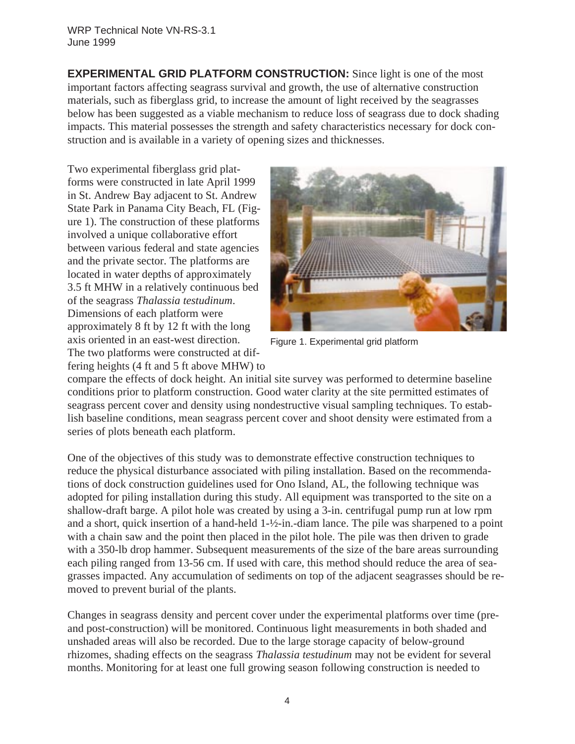**EXPERIMENTAL GRID PLATFORM CONSTRUCTION:** Since light is one of the most important factors affecting seagrass survival and growth, the use of alternative construction materials, such as fiberglass grid, to increase the amount of light received by the seagrasses below has been suggested as a viable mechanism to reduce loss of seagrass due to dock shading impacts. This material possesses the strength and safety characteristics necessary for dock construction and is available in a variety of opening sizes and thicknesses.

Two experimental fiberglass grid platforms were constructed in late April 1999 in St. Andrew Bay adjacent to St. Andrew State Park in Panama City Beach, FL (Figure 1). The construction of these platforms involved a unique collaborative effort between various federal and state agencies and the private sector. The platforms are located in water depths of approximately 3.5 ft MHW in a relatively continuous bed of the seagrass *Thalassia testudinum*. Dimensions of each platform were approximately 8 ft by 12 ft with the long axis oriented in an east-west direction. The two platforms were constructed at differing heights (4 ft and 5 ft above MHW) to compare the effects of dock height. An initial site survey was performed to determine baseline conditions prior to platform construction. Good water clarity at the site permitted estimates of seagrass percent cover and density using nondestructive visual sampling techniques. To establish baseline conditions, mean seagrass percent cover and shoot density were estimated from a series of plots beneath each platform.

Figure 1. Experimental grid platform

One of the objectives of this study was to demonstrate effective construction techniques to reduce the physical disturbance associated with piling installation. Based on the recommendations of dock construction guidelines used for Ono Island, AL, the following technique was adopted for piling installation during this study. All equipment was transported to the site on a shallow-draft barge. A pilot hole was created by using a 3-in. centrifugal pump run at low rpm and a short, quick insertion of a hand-held 1-½-in.-diam lance. The pile was sharpened to a point with a chain saw and the point then placed in the pilot hole. The pile was then driven to grade with a 350-lb drop hammer. Subsequent measurements of the size of the bare areas surrounding each piling ranged from 13-56 cm. If used with care, this method should reduce the area of seagrasses impacted. Any accumulation of sediments on top of the adjacent seagrasses should be removed to prevent burial of the plants.

Changes in seagrass density and percent cover under the experimental platforms over time (pre- and post-construction) will be monitored. Continuous light measurements in both shaded and unshaded areas will also be recorded. Due to the large storage capacity of below-ground rhizomes, shading effects on the seagrass *Thalassia testudinum* may not be evident for several months. Monitoring for at least one full growing season following construction is needed to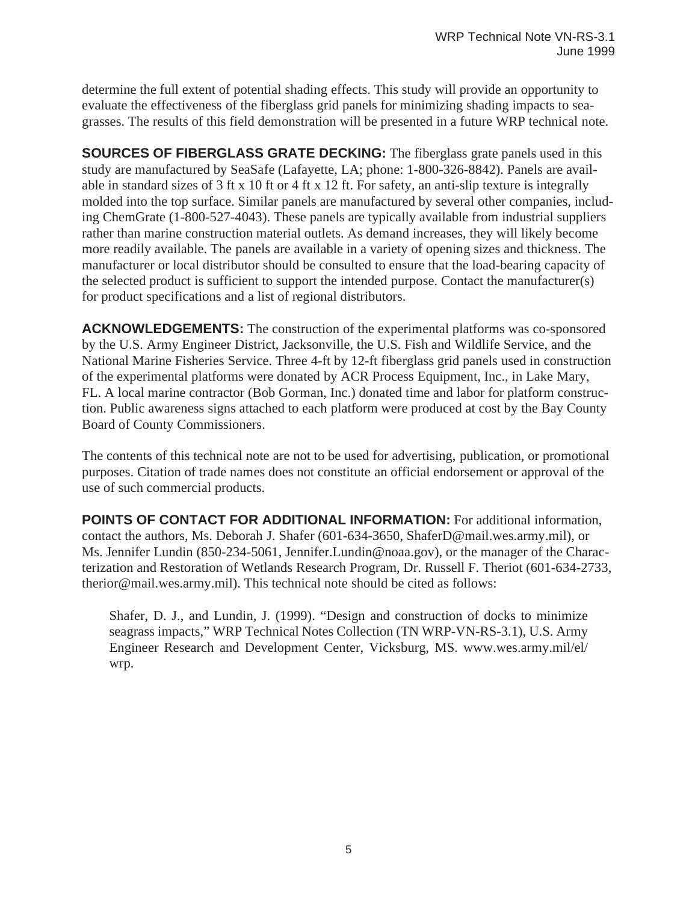determine the full extent of potential shading effects. This study will provide an opportunity to evaluate the effectiveness of the fiberglass grid panels for minimizing shading impacts to seagrasses. The results of this field demonstration will be presented in a future WRP technical note.

**SOURCES OF FIBERGLASS GRATE DECKING:** The fiberglass grate panels used in this study are manufactured by SeaSafe (Lafayette, LA; phone: 1-800-326-8842). Panels are available in standard sizes of 3 ft x 10 ft or 4 ft x 12 ft. For safety, an anti-slip texture is integrally molded into the top surface. Similar panels are manufactured by several other companies, including ChemGrate (1-800-527-4043). These panels are typically available from industrial suppliers rather than marine construction material outlets. As demand increases, they will likely become more readily available. The panels are available in a variety of opening sizes and thickness. The manufacturer or local distributor should be consulted to ensure that the load-bearing capacity of the selected product is sufficient to support the intended purpose. Contact the manufacturer(s) for product specifications and a list of regional distributors.

**ACKNOWLEDGEMENTS:** The construction of the experimental platforms was co-sponsored by the U.S. Army Engineer District, Jacksonville, the U.S. Fish and Wildlife Service, and the National Marine Fisheries Service. Three 4-ft by 12-ft fiberglass grid panels used in construction of the experimental platforms were donated by ACR Process Equipment, Inc., in Lake Mary, FL. A local marine contractor (Bob Gorman, Inc.) donated time and labor for platform construction. Public awareness signs attached to each platform were produced at cost by the Bay County Board of County Commissioners.

The contents of this technical note are not to be used for advertising, publication, or promotional purposes. Citation of trade names does not constitute an official endorsement or approval of the use of such commercial products.

**POINTS OF CONTACT FOR ADDITIONAL INFORMATION:** For additional information, contact the authors, Ms. Deborah J. Shafer (601-634-3650, ShaferD@mail.wes.army.mil), or Ms. Jennifer Lundin (850-234-5061, Jennifer.Lundin@noaa.gov), or the manager of the Characterization and Restoration of Wetlands Research Program, Dr. Russell F. Theriot (601-634-2733, therior@mail.wes.army.mil). This technical note should be cited as follows:

> Shafer, D. J., and Lundin, J. (1999). "Design and construction of docks to minimize seagrass impacts," WRP Technical Notes Collection (TN WRP-VN-RS-3.1), U.S. Army Engineer Research and Development Center, Vicksburg, MS. www.wes.army.mil/el/wrp.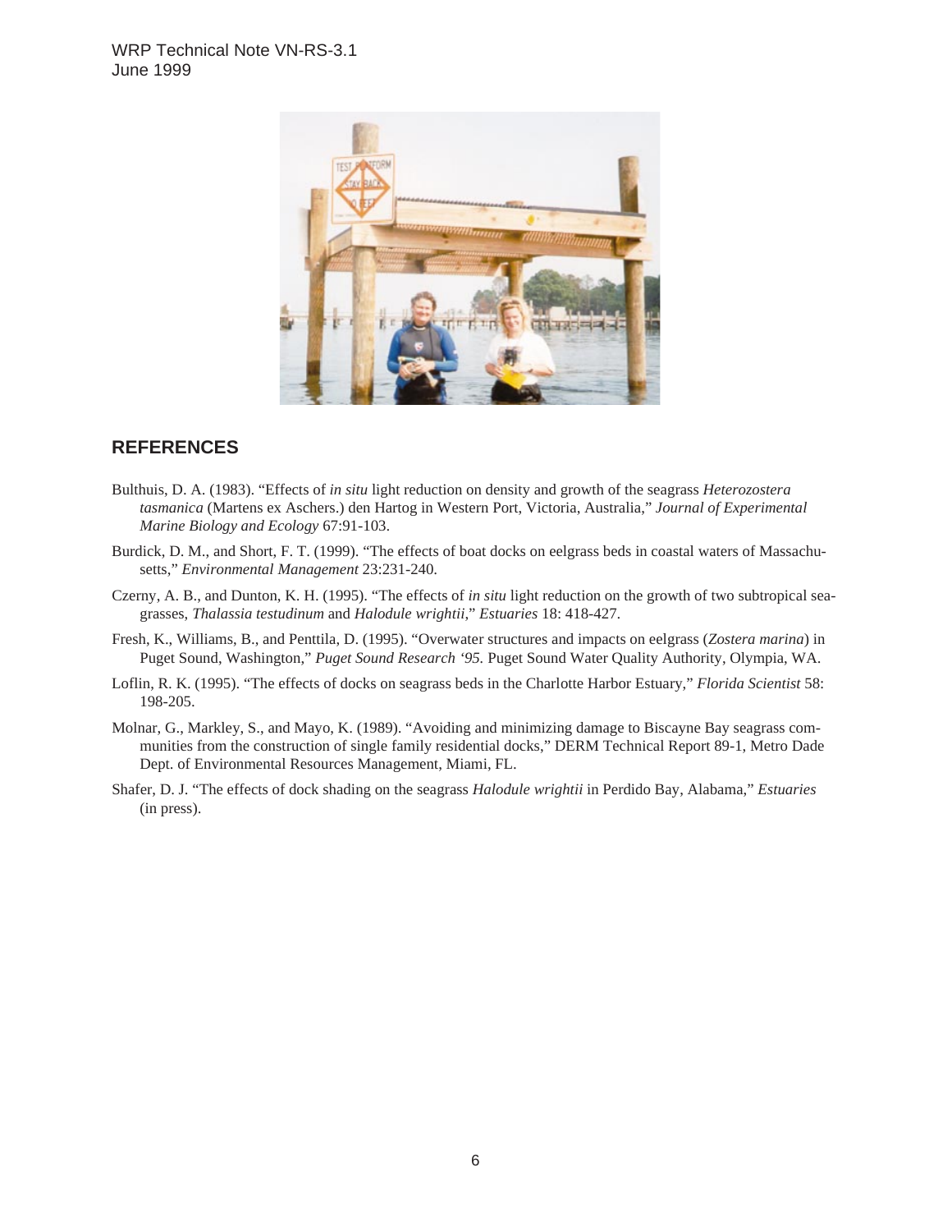## REFERENCES

Bulthuis, D. A. (1983). "Effects of *in situ* light reduction on density and growth of the seagrass *Heterozostera tasmanica* (Martens ex Aschers.) den Hartog in Western Port, Victoria, Australia," *Journal of Experimental Marine Biology and Ecology* 67:91-103.

Burdick, D. M., and Short, F. T. (1999). "The effects of boat docks on eelgrass beds in coastal waters of Massachusetts," *Environmental Management* 23:231-240.

Czerny, A. B., and Dunton, K. H. (1995). "The effects of *in situ* light reduction on the growth of two subtropical seagrasses, *Thalassia testudinum* and *Halodule wrightii*," *Estuaries* 18: 418-427.

Fresh, K., Williams, B., and Penttila, D. (1995). "Overwater structures and impacts on eelgrass (*Zostera marina*) in Puget Sound, Washington," *Puget Sound Research '95.* Puget Sound Water Quality Authority, Olympia, WA.

Loflin, R. K. (1995). "The effects of docks on seagrass beds in the Charlotte Harbor Estuary," *Florida Scientist* 58: 198-205.

Molnar, G., Markley, S., and Mayo, K. (1989). "Avoiding and minimizing damage to Biscayne Bay seagrass communities from the construction of single family residential docks," DERM Technical Report 89-1, Metro Dade Dept. of Environmental Resources Management, Miami, FL.

Shafer, D. J. "The effects of dock shading on the seagrass *Halodule wrightii* in Perdido Bay, Alabama," *Estuaries* (in press).